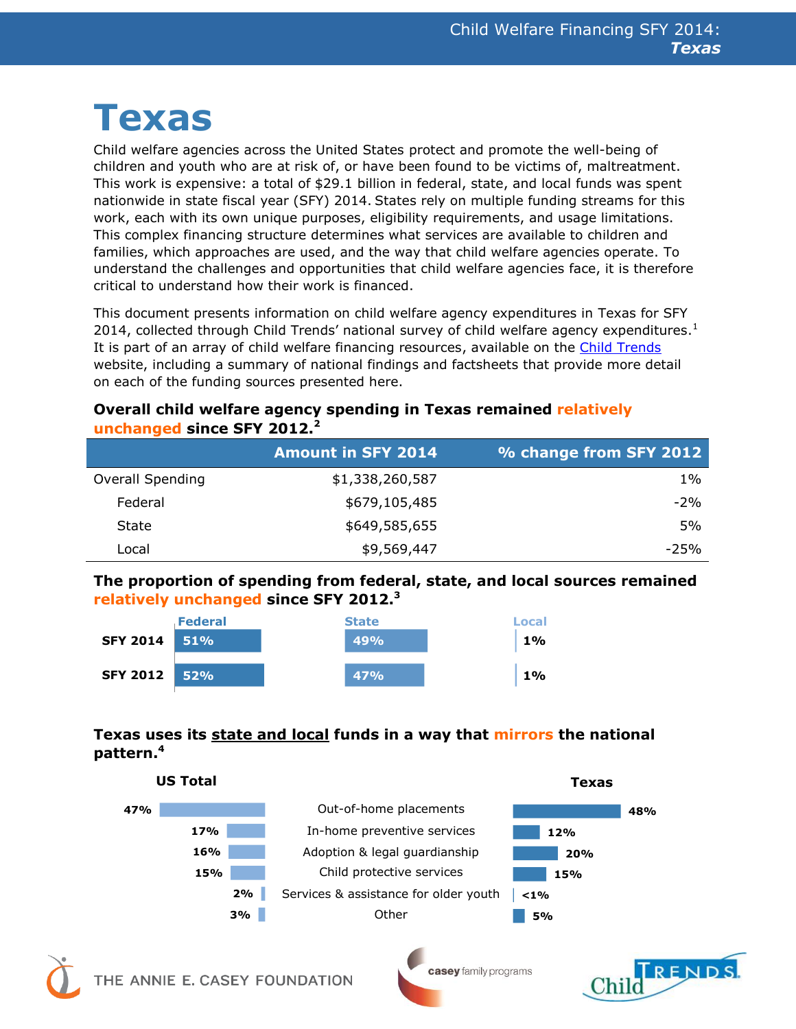# Texas

Child welfare agencies across the United States protect and promote the well-being of children and youth who are at risk of, or have been found to be victims of, maltreatment. This work is expensive: a total of $29.1 billion in federal, state, and local funds was spent nationwide in state fiscal year (SFY) 2014. States rely on multiple funding streams for this work, each with its own unique purposes, eligibility requirements, and usage limitations. This complex financing structure determines what services are available to children and families, which approaches are used, and the way that child welfare agencies operate. To understand the challenges and opportunities that child welfare agencies face, it is therefore critical to understand how their work is financed.

This document presents information on child welfare agency expenditures in Texas for SFY 2014, collected through Child Trends' national survey of child welfare agency expenditures.[1] It is part of an array of child welfare financing resources, available on the Child Trends website, including a summary of national findings and factsheets that provide more detail on each of the funding sources presented here.

### Overall child welfare agency spending in Texas remained relatively unchanged since SFY 2012.[2]

| | Amount in SFY 2014 | % change from SFY 2012 |
|---|---|---|
| Overall Spending | $1,338,260,587 | 1% |
| Federal | $679,105,485 | -2% |
| State | $649,585,655 | 5% |
| Local | $9,569,447 | -25% |

### The proportion of spending from federal, state, and local sources remained relatively unchanged since SFY 2012.[3]

| | Federal | State | Local |
|---|---|---|---|
| SFY 2014 | 51% | 49% | 1% |
| SFY 2012 | 52% | 47% | 1% |

### Texas uses its state and local funds in a way that mirrors the national pattern.[4]

| | US Total | Texas |
|---|---|---|
| Out-of-home placements | 47% | 48% |
| In-home preventive services | 17% | 12% |
| Adoption & legal guardianship | 16% | 20% |
| Child protective services | 15% | 15% |
| Services & assistance for older youth | 2% | <1% |
| Other | 3% | 5% |

THE ANNIE E. CASEY FOUNDATION | casey family programs | Child Trends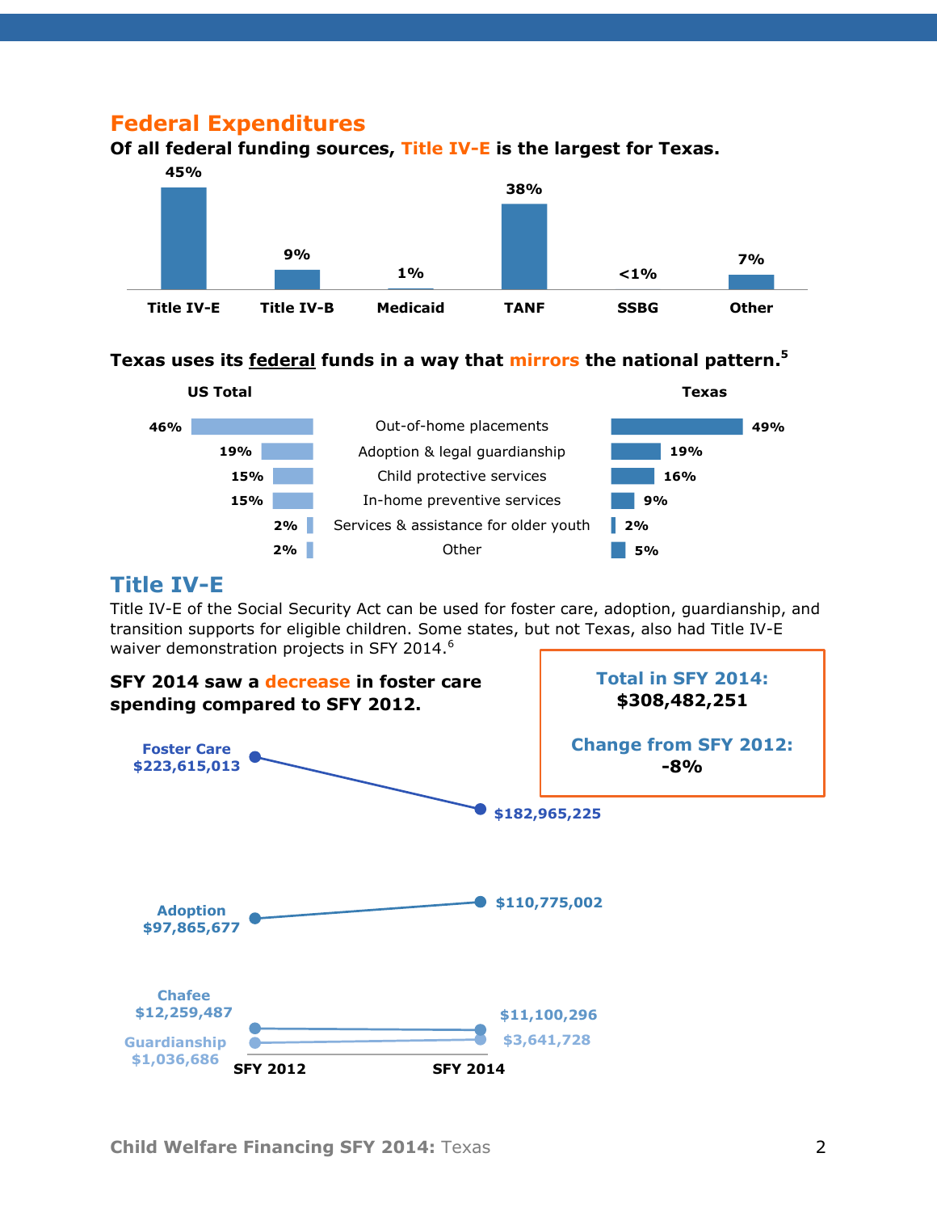## Federal Expenditures

**Of all federal funding sources, Title IV-E is the largest for Texas.**

| Title IV-E | Title IV-B | Medicaid | TANF | SSBG | Other |
|---|---|---|---|---|---|
| 45% | 9% | 1% | 38% | <1% | 7% |

**Texas uses its federal funds in a way that mirrors the national pattern.**[5]

| US Total | | Texas |
|---|---|---|
| 46% | Out-of-home placements | 49% |
| 19% | Adoption & legal guardianship | 19% |
| 15% | Child protective services | 16% |
| 15% | In-home preventive services | 9% |
| 2% | Services & assistance for older youth | 2% |
| 2% | Other | 5% |

## Title IV-E

Title IV-E of the Social Security Act can be used for foster care, adoption, guardianship, and transition supports for eligible children. Some states, but not Texas, also had Title IV-E waiver demonstration projects in SFY 2014.[6]

**SFY 2014 saw a decrease in foster care spending compared to SFY 2012.**

| | SFY 2012 | SFY 2014 |
|---|---|---|
| Foster Care | $223,615,013 | $182,965,225 |
| Adoption | $97,865,677 | $110,775,002 |
| Chafee | $12,259,487 | $11,100,296 |
| Guardianship | $1,036,686 | $3,641,728 |

**Total in SFY 2014:**
**$308,482,251**

**Change from SFY 2012:**
**-8%**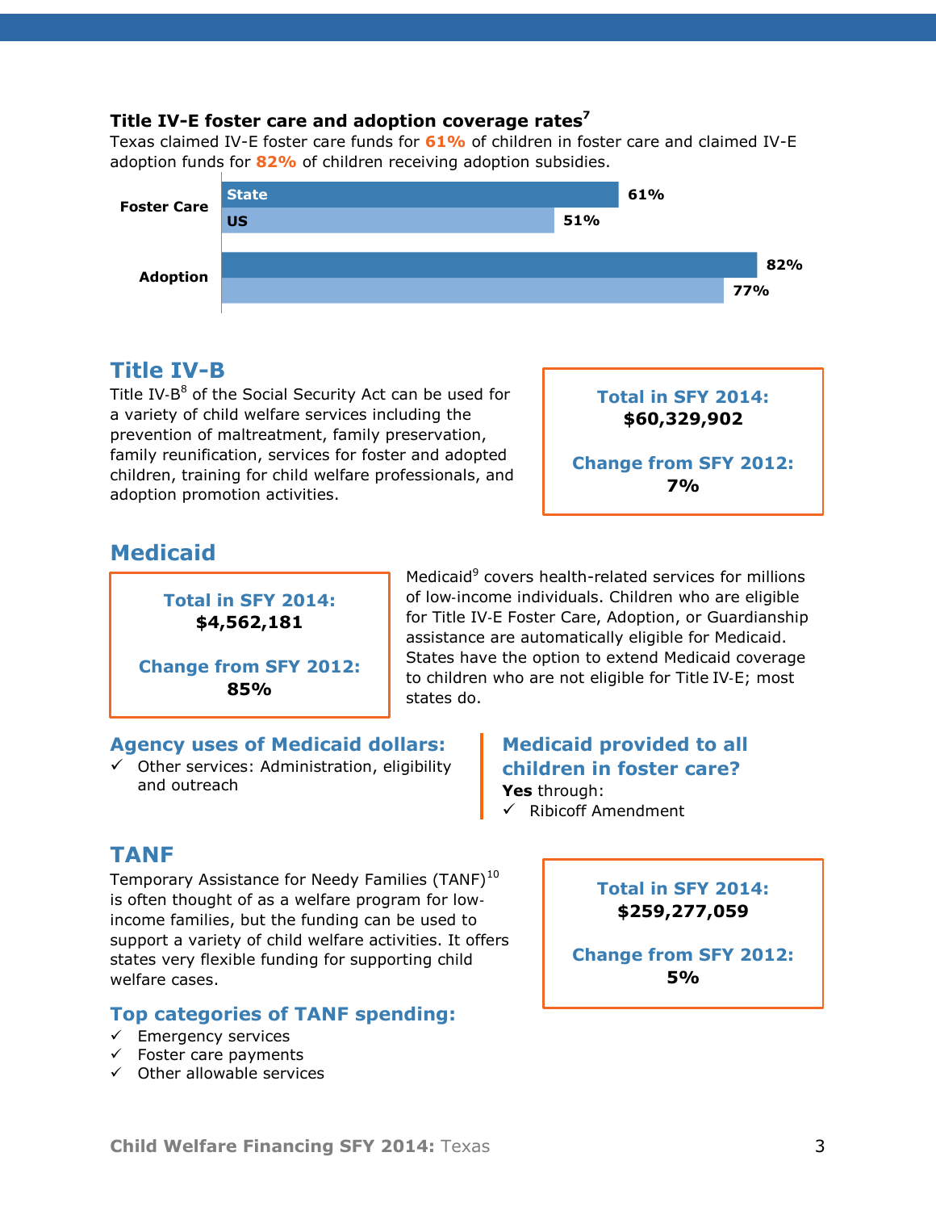### Title IV-E foster care and adoption coverage rates[7]

Texas claimed IV-E foster care funds for **61%** of children in foster care and claimed IV-E adoption funds for **82%** of children receiving adoption subsidies.

| | State | US |
|---|---|---|
| Foster Care | 61% | 51% |
| Adoption | 82% | 77% |

## Title IV-B

Title IV-B[8] of the Social Security Act can be used for a variety of child welfare services including the prevention of maltreatment, family preservation, family reunification, services for foster and adopted children, training for child welfare professionals, and adoption promotion activities.

**Total in SFY 2014:**
**$60,329,902**

**Change from SFY 2012:**
**7%**

## Medicaid

**Total in SFY 2014:**
**$4,562,181**

**Change from SFY 2012:**
**85%**

Medicaid[9] covers health-related services for millions of low-income individuals. Children who are eligible for Title IV-E Foster Care, Adoption, or Guardianship assistance are automatically eligible for Medicaid. States have the option to extend Medicaid coverage to children who are not eligible for Title IV-E; most states do.

### Agency uses of Medicaid dollars:

- ✓ Other services: Administration, eligibility and outreach

### Medicaid provided to all children in foster care?

**Yes** through:

- ✓ Ribicoff Amendment

## TANF

Temporary Assistance for Needy Families (TANF)[10] is often thought of as a welfare program for low-income families, but the funding can be used to support a variety of child welfare activities. It offers states very flexible funding for supporting child welfare cases.

**Total in SFY 2014:**
**$259,277,059**

**Change from SFY 2012:**
**5%**

### Top categories of TANF spending:

- ✓ Emergency services
- ✓ Foster care payments
- ✓ Other allowable services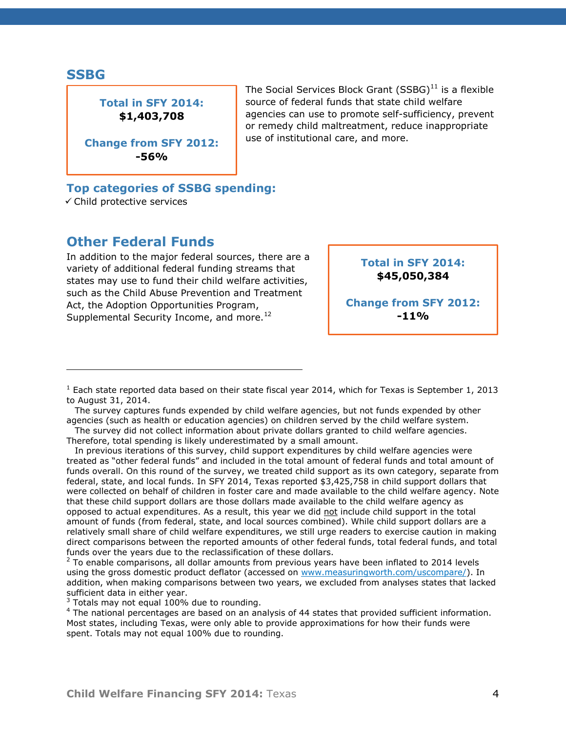## SSBG

**Total in SFY 2014:**
**$1,403,708**

**Change from SFY 2012:**
**-56%**

The Social Services Block Grant (SSBG)[11] is a flexible source of federal funds that state child welfare agencies can use to promote self-sufficiency, prevent or remedy child maltreatment, reduce inappropriate use of institutional care, and more.

### Top categories of SSBG spending:

- ✓ Child protective services

## Other Federal Funds

In addition to the major federal sources, there are a variety of additional federal funding streams that states may use to fund their child welfare activities, such as the Child Abuse Prevention and Treatment Act, the Adoption Opportunities Program, Supplemental Security Income, and more.[12]

**Total in SFY 2014:**
**$45,050,384**

**Change from SFY 2012:**
**-11%**

---

[1] Each state reported data based on their state fiscal year 2014, which for Texas is September 1, 2013 to August 31, 2014.

The survey captures funds expended by child welfare agencies, but not funds expended by other agencies (such as health or education agencies) on children served by the child welfare system.

The survey did not collect information about private dollars granted to child welfare agencies. Therefore, total spending is likely underestimated by a small amount.

In previous iterations of this survey, child support expenditures by child welfare agencies were treated as "other federal funds" and included in the total amount of federal funds and total amount of funds overall. On this round of the survey, we treated child support as its own category, separate from federal, state, and local funds. In SFY 2014, Texas reported $3,425,758 in child support dollars that were collected on behalf of children in foster care and made available to the child welfare agency. Note that these child support dollars are those dollars made available to the child welfare agency as opposed to actual expenditures. As a result, this year we did not include child support in the total amount of funds (from federal, state, and local sources combined). While child support dollars are a relatively small share of child welfare expenditures, we still urge readers to exercise caution in making direct comparisons between the reported amounts of other federal funds, total federal funds, and total funds over the years due to the reclassification of these dollars.

[2] To enable comparisons, all dollar amounts from previous years have been inflated to 2014 levels using the gross domestic product deflator (accessed on www.measuringworth.com/uscompare/). In addition, when making comparisons between two years, we excluded from analyses states that lacked sufficient data in either year.

[3] Totals may not equal 100% due to rounding.

[4] The national percentages are based on an analysis of 44 states that provided sufficient information. Most states, including Texas, were only able to provide approximations for how their funds were spent. Totals may not equal 100% due to rounding.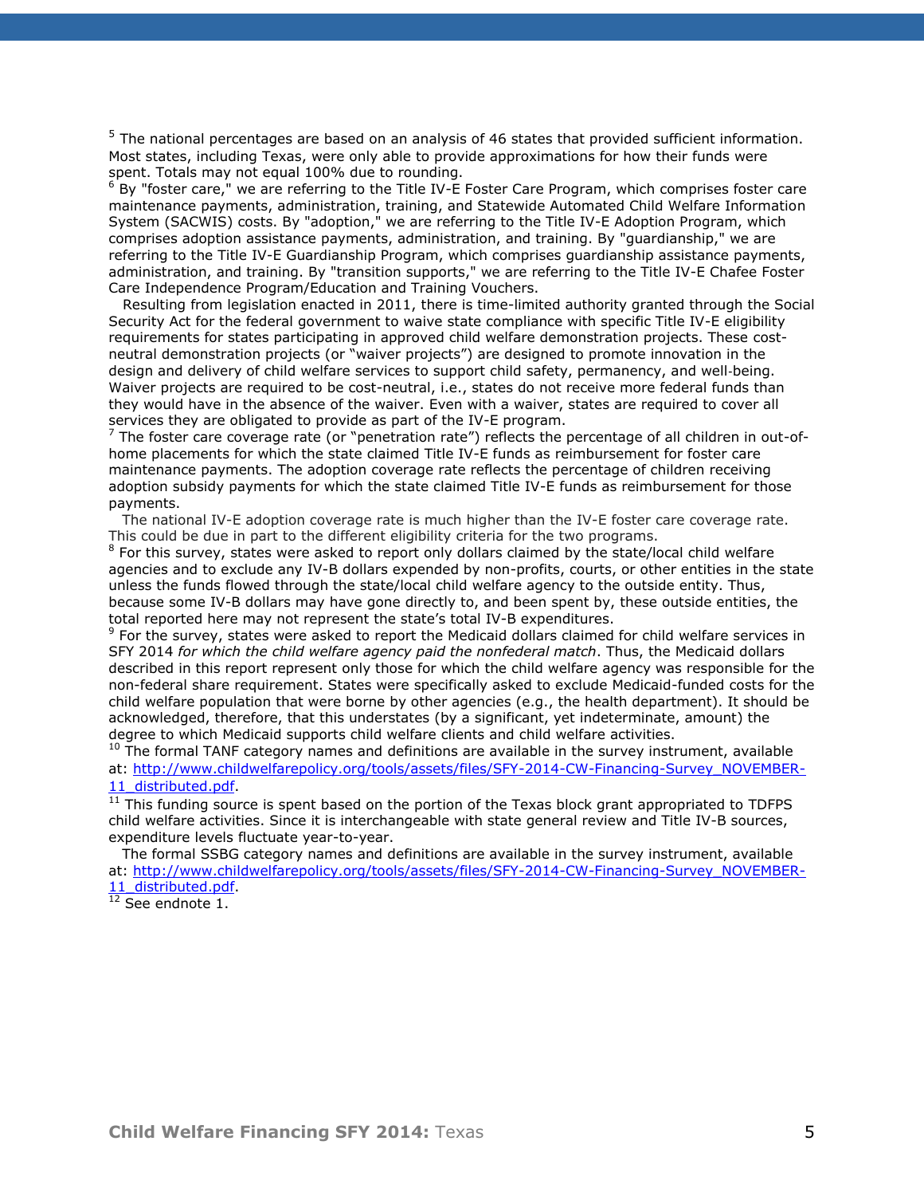[5] The national percentages are based on an analysis of 46 states that provided sufficient information. Most states, including Texas, were only able to provide approximations for how their funds were spent. Totals may not equal 100% due to rounding.

[6] By "foster care," we are referring to the Title IV-E Foster Care Program, which comprises foster care maintenance payments, administration, training, and Statewide Automated Child Welfare Information System (SACWIS) costs. By "adoption," we are referring to the Title IV-E Adoption Program, which comprises adoption assistance payments, administration, and training. By "guardianship," we are referring to the Title IV-E Guardianship Program, which comprises guardianship assistance payments, administration, and training. By "transition supports," we are referring to the Title IV-E Chafee Foster Care Independence Program/Education and Training Vouchers.

Resulting from legislation enacted in 2011, there is time-limited authority granted through the Social Security Act for the federal government to waive state compliance with specific Title IV-E eligibility requirements for states participating in approved child welfare demonstration projects. These cost-neutral demonstration projects (or "waiver projects") are designed to promote innovation in the design and delivery of child welfare services to support child safety, permanency, and well-being. Waiver projects are required to be cost-neutral, i.e., states do not receive more federal funds than they would have in the absence of the waiver. Even with a waiver, states are required to cover all services they are obligated to provide as part of the IV-E program.

[7] The foster care coverage rate (or "penetration rate") reflects the percentage of all children in out-of-home placements for which the state claimed Title IV-E funds as reimbursement for foster care maintenance payments. The adoption coverage rate reflects the percentage of children receiving adoption subsidy payments for which the state claimed Title IV-E funds as reimbursement for those payments.

The national IV-E adoption coverage rate is much higher than the IV-E foster care coverage rate. This could be due in part to the different eligibility criteria for the two programs.

[8] For this survey, states were asked to report only dollars claimed by the state/local child welfare agencies and to exclude any IV-B dollars expended by non-profits, courts, or other entities in the state unless the funds flowed through the state/local child welfare agency to the outside entity. Thus, because some IV-B dollars may have gone directly to, and been spent by, these outside entities, the total reported here may not represent the state's total IV-B expenditures.

[9] For the survey, states were asked to report the Medicaid dollars claimed for child welfare services in SFY 2014 *for which the child welfare agency paid the nonfederal match*. Thus, the Medicaid dollars described in this report represent only those for which the child welfare agency was responsible for the non-federal share requirement. States were specifically asked to exclude Medicaid-funded costs for the child welfare population that were borne by other agencies (e.g., the health department). It should be acknowledged, therefore, that this understates (by a significant, yet indeterminate, amount) the degree to which Medicaid supports child welfare clients and child welfare activities.

[10] The formal TANF category names and definitions are available in the survey instrument, available at: http://www.childwelfarepolicy.org/tools/assets/files/SFY-2014-CW-Financing-Survey_NOVEMBER-11_distributed.pdf.

[11] This funding source is spent based on the portion of the Texas block grant appropriated to TDFPS child welfare activities. Since it is interchangeable with state general review and Title IV-B sources, expenditure levels fluctuate year-to-year.

The formal SSBG category names and definitions are available in the survey instrument, available at: http://www.childwelfarepolicy.org/tools/assets/files/SFY-2014-CW-Financing-Survey_NOVEMBER-11_distributed.pdf.

[12] See endnote 1.